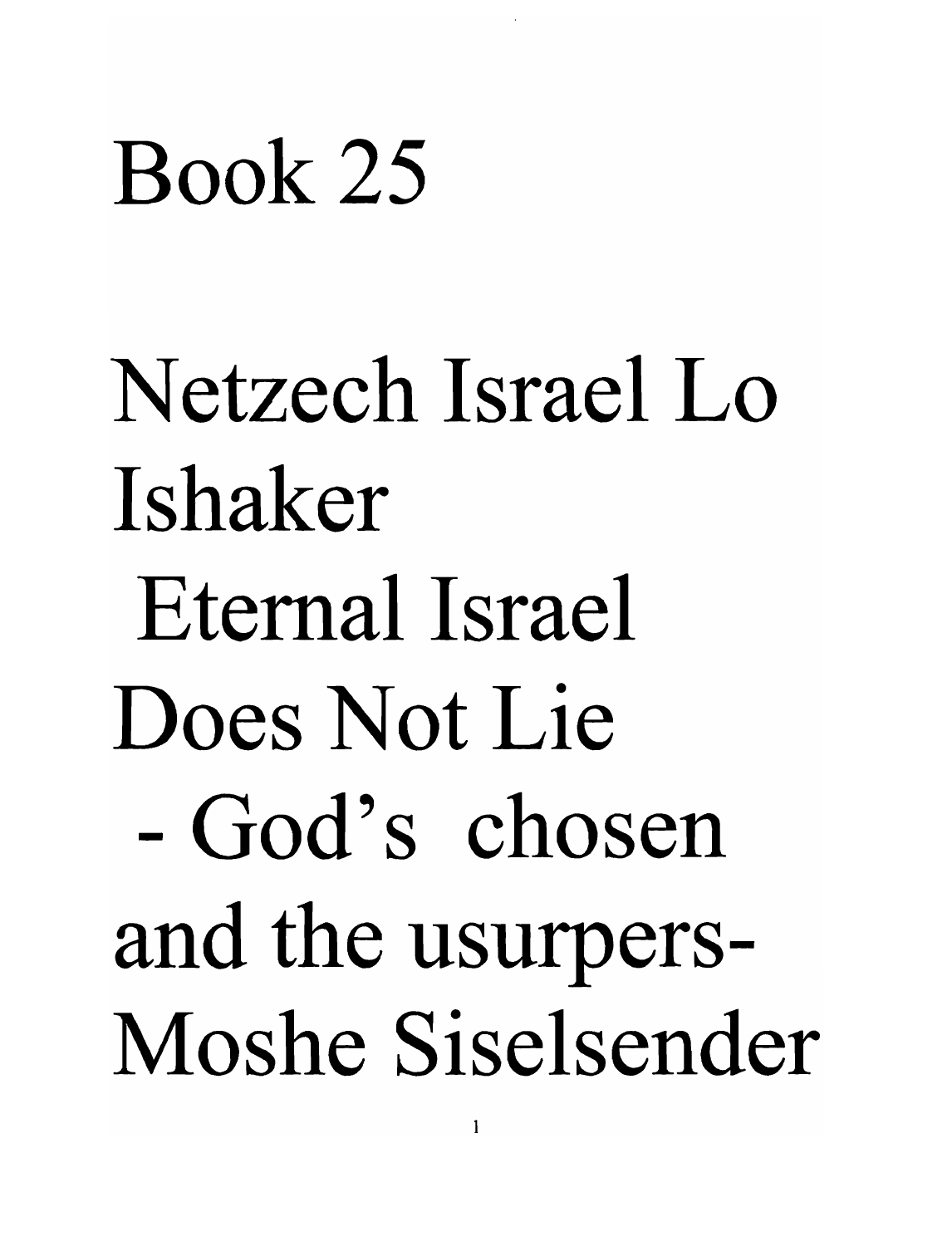# Book 25

# Netzech Israel Lo Ishaker

# Eternal Israel Does Not Lie

# - God's chosen and the usurpers-

# Moshe Siselsender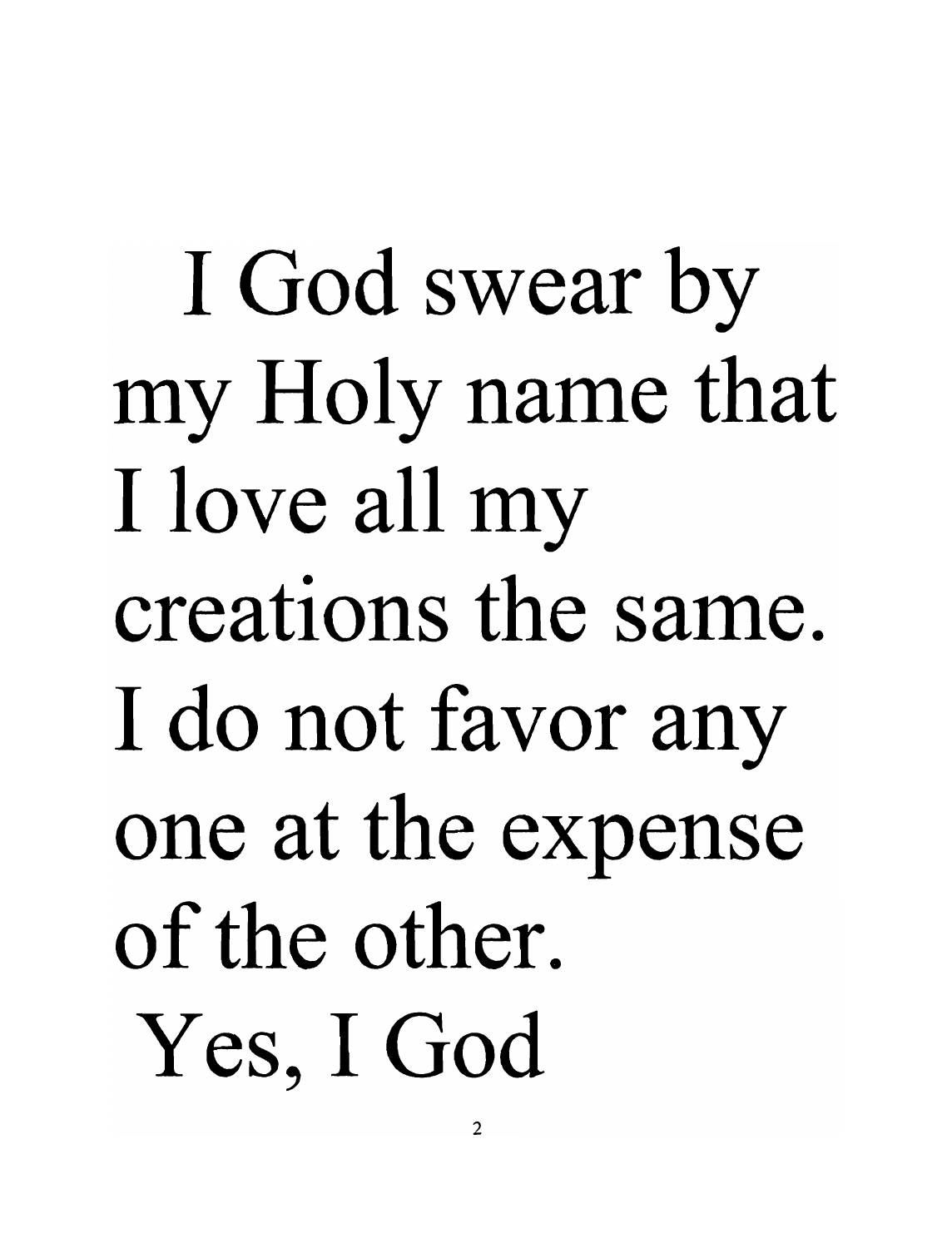I God swear by my Holy name that I love all my creations the same. I do not favor any one at the expense of the other. Yes, I God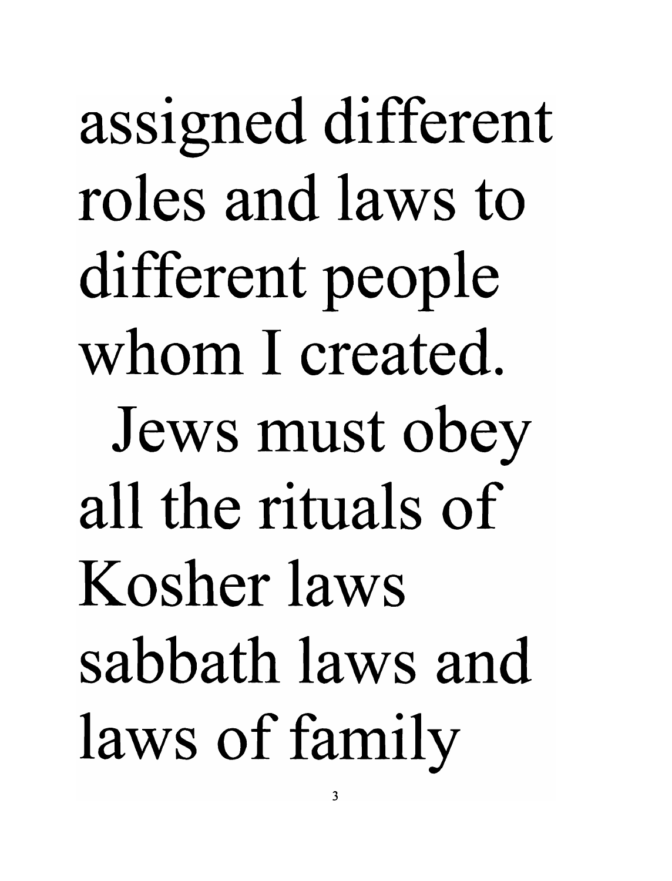assigned different roles and laws to different people whom I created.

Jews must obey all the rituals of Kosher laws sabbath laws and laws of family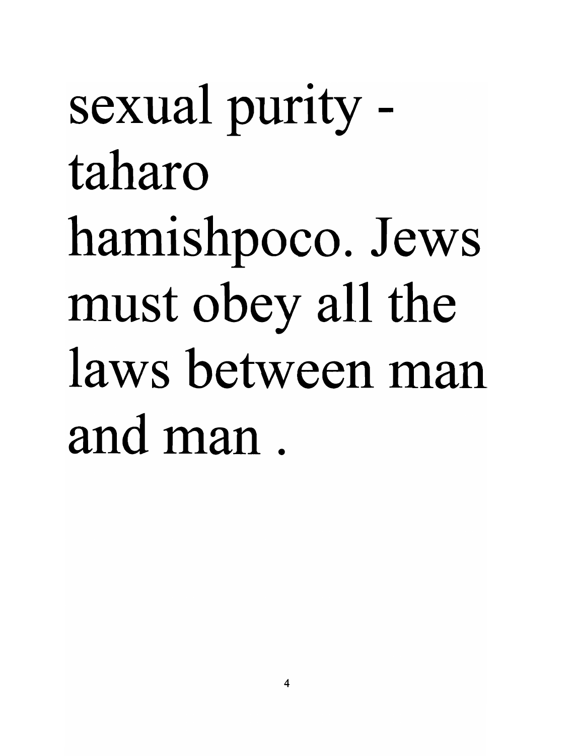sexual purity - taharo hamishpoco. Jews must obey all the laws between man and man .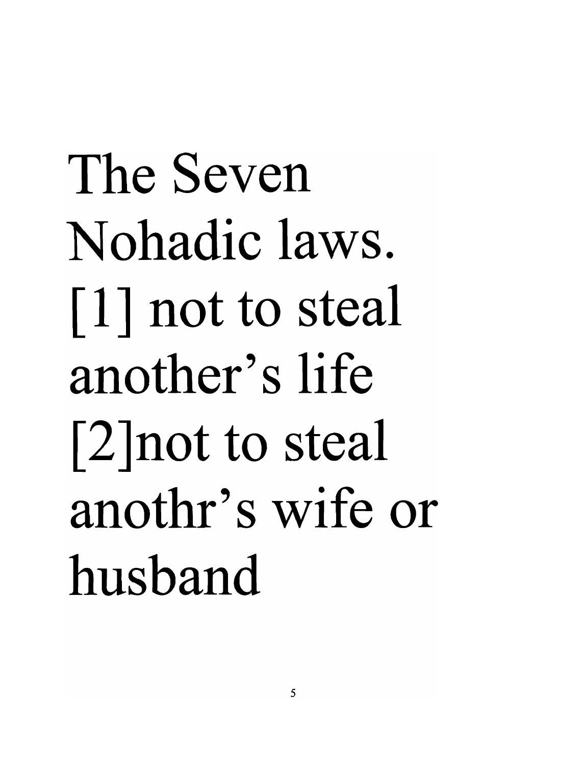The Seven Nohadic laws.

[1] not to steal another's life

[2]not to steal anothr's wife or husband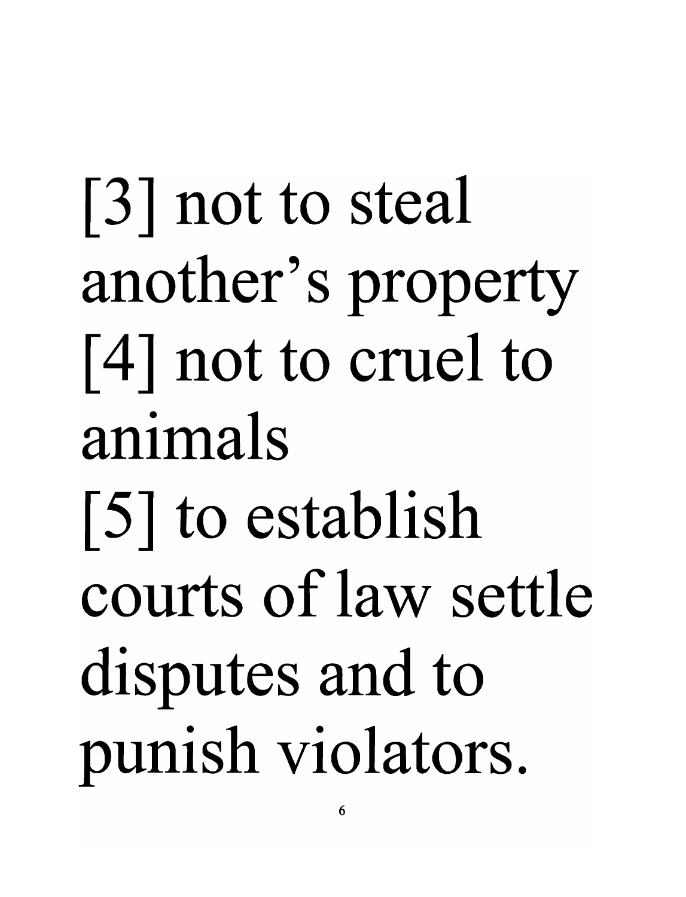[3] not to steal another's property
[4] not to cruel to animals
[5] to establish courts of law settle disputes and to punish violators.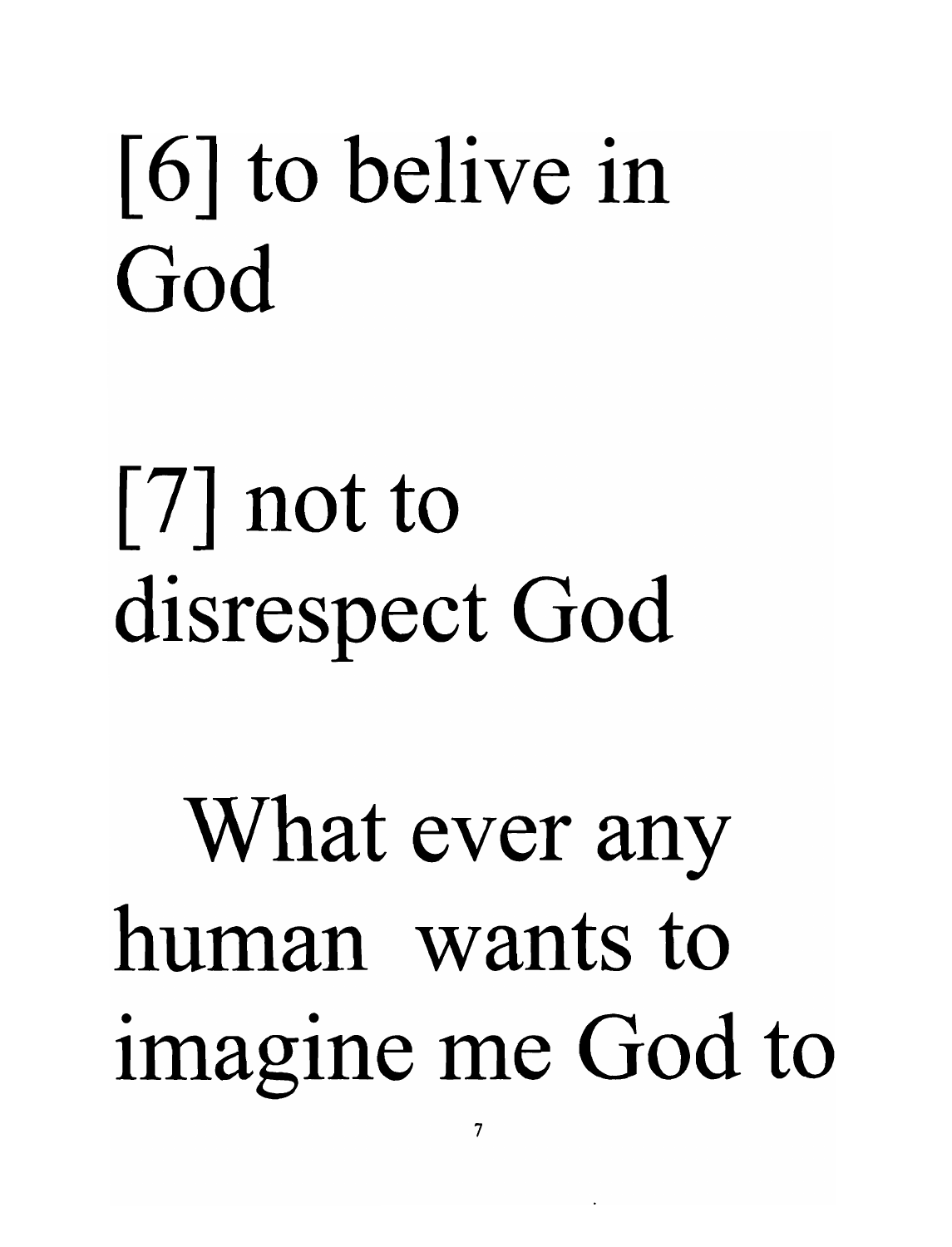[6] to belive in God

[7] not to disrespect God

What ever any human wants to imagine me God to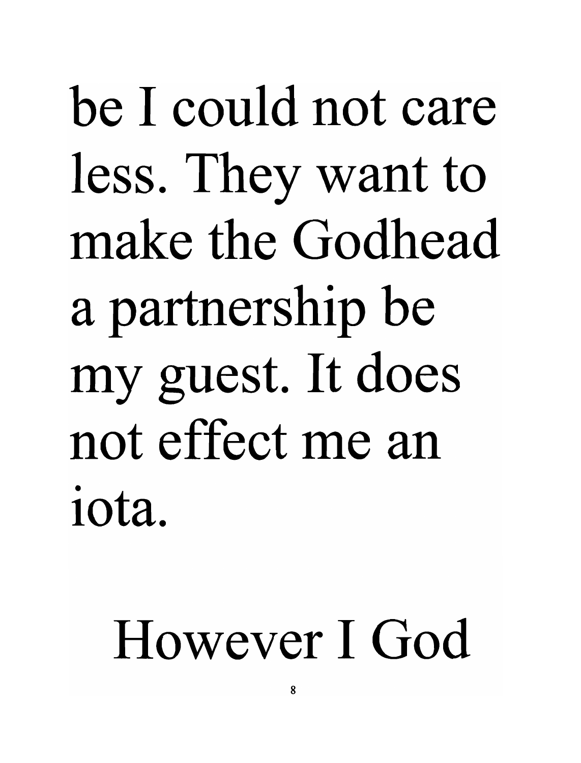be I could not care less. They want to make the Godhead a partnership be my guest. It does not effect me an iota.

However I God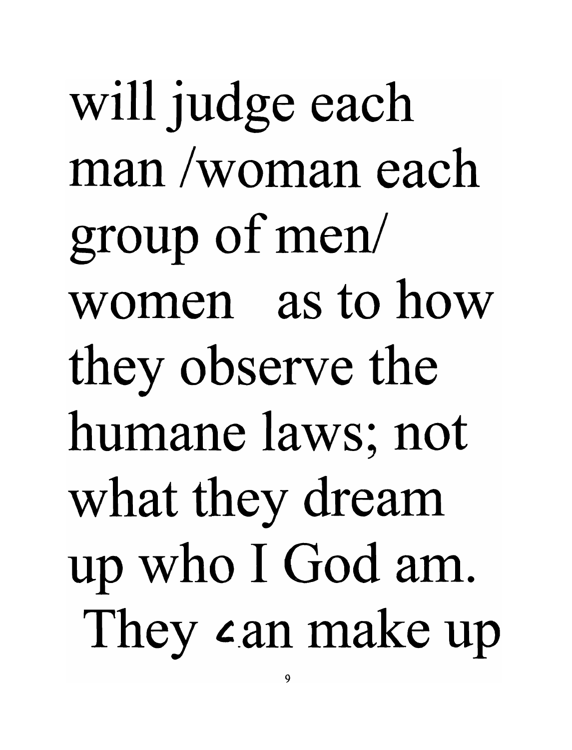will judge each man /woman each group of men/ women as to how they observe the humane laws; not what they dream up who I God am. They can make up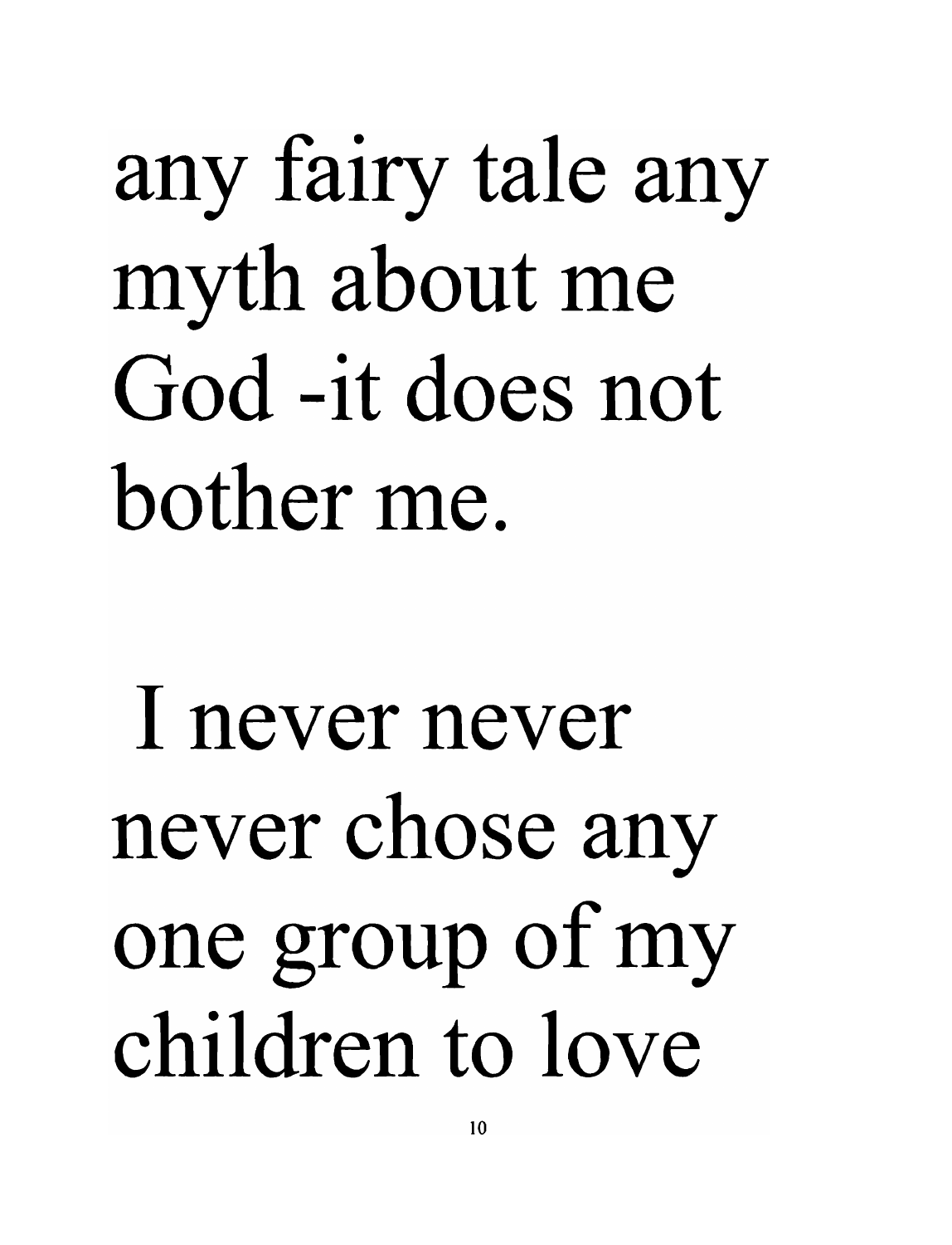any fairy tale any myth about me God -it does not bother me.

I never never never chose any one group of my children to love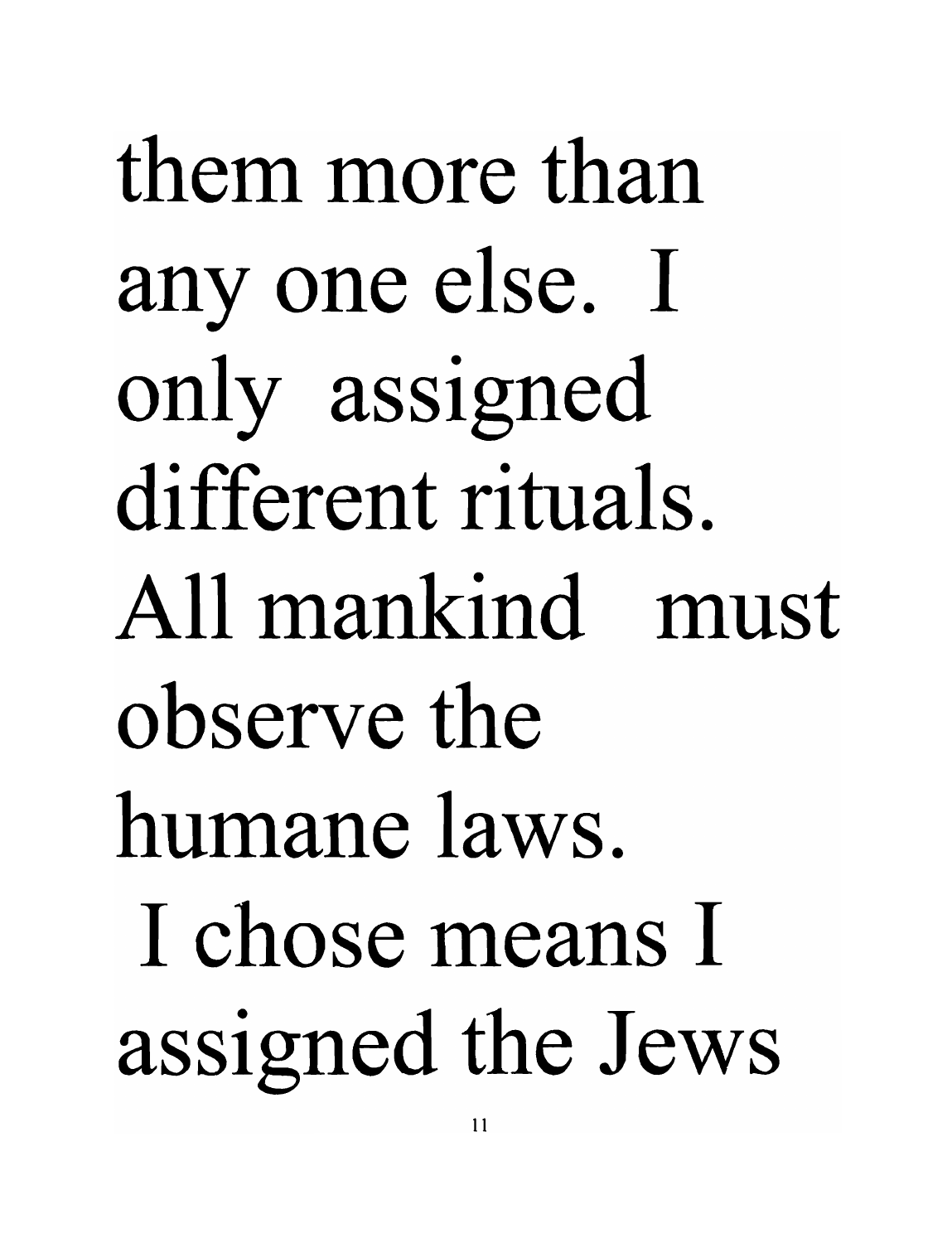them more than any one else. I only assigned different rituals. All mankind must observe the humane laws. I chose means I assigned the Jews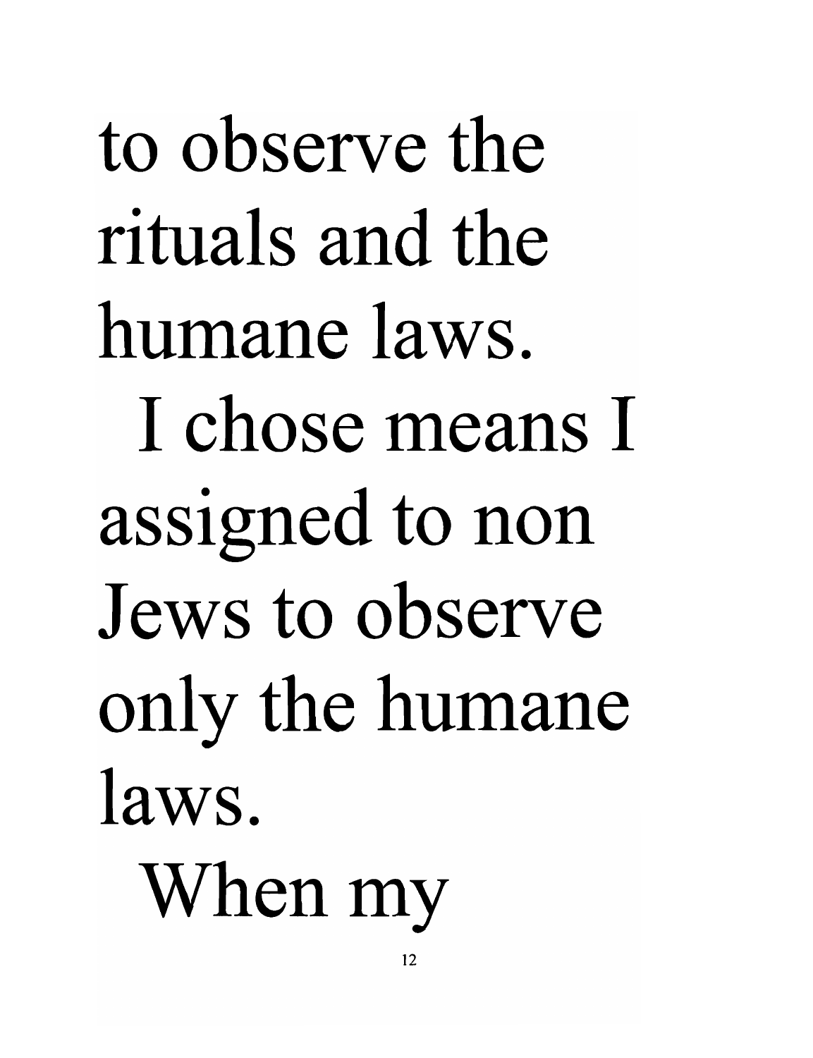to observe the rituals and the humane laws.

I chose means I assigned to non Jews to observe only the humane laws.

When my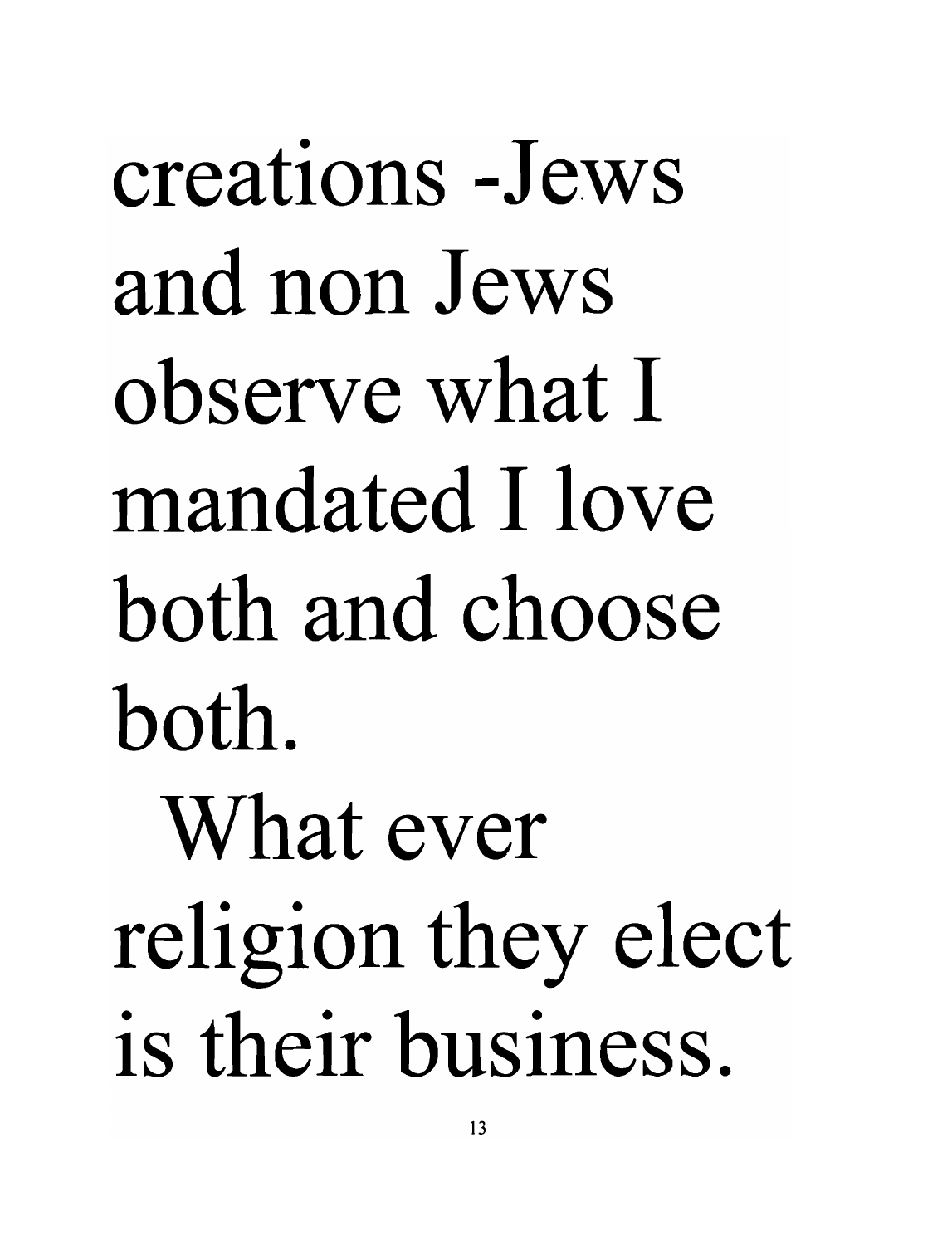creations -Jews and non Jews observe what I mandated I love both and choose both.

What ever religion they elect is their business.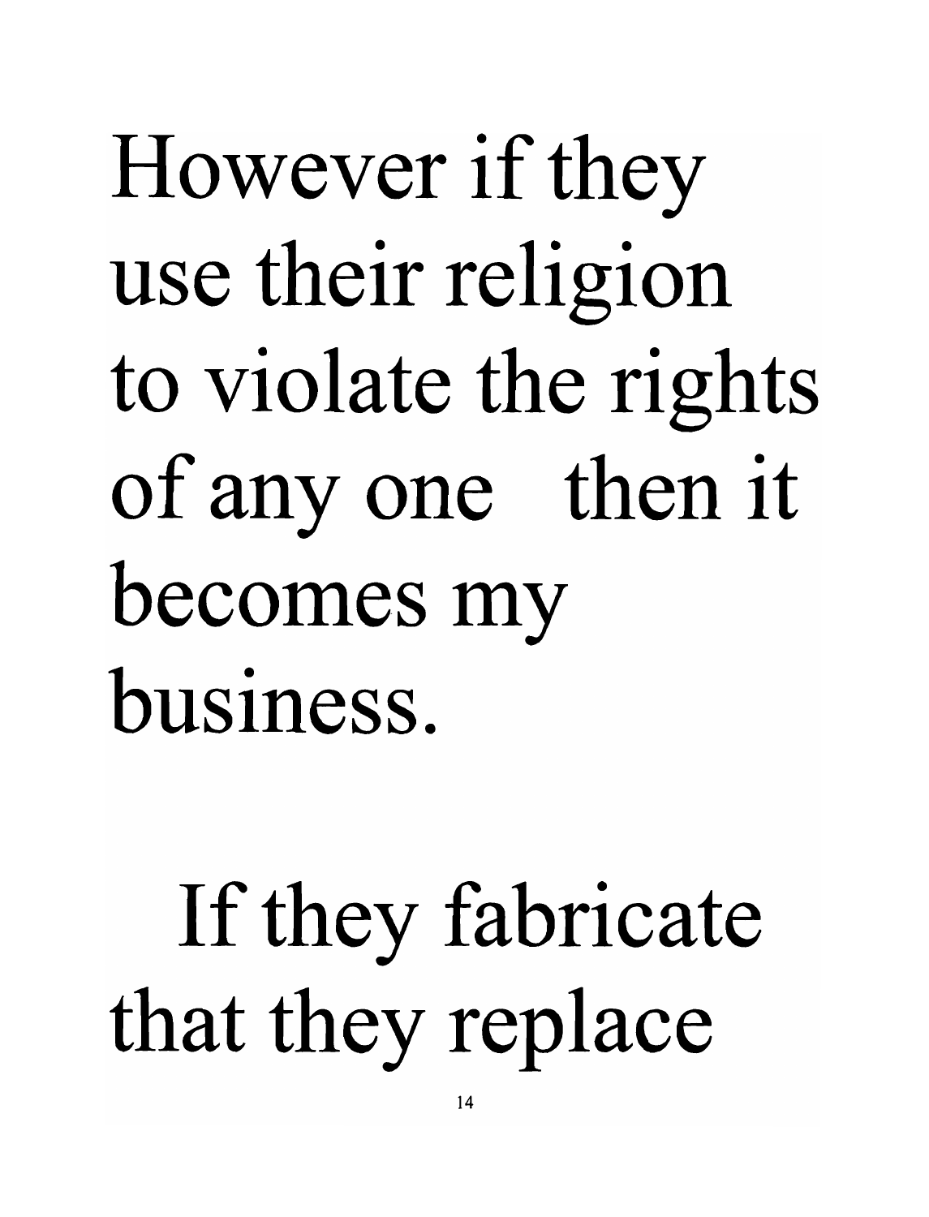However if they use their religion to violate the rights of any one then it becomes my business.

If they fabricate that they replace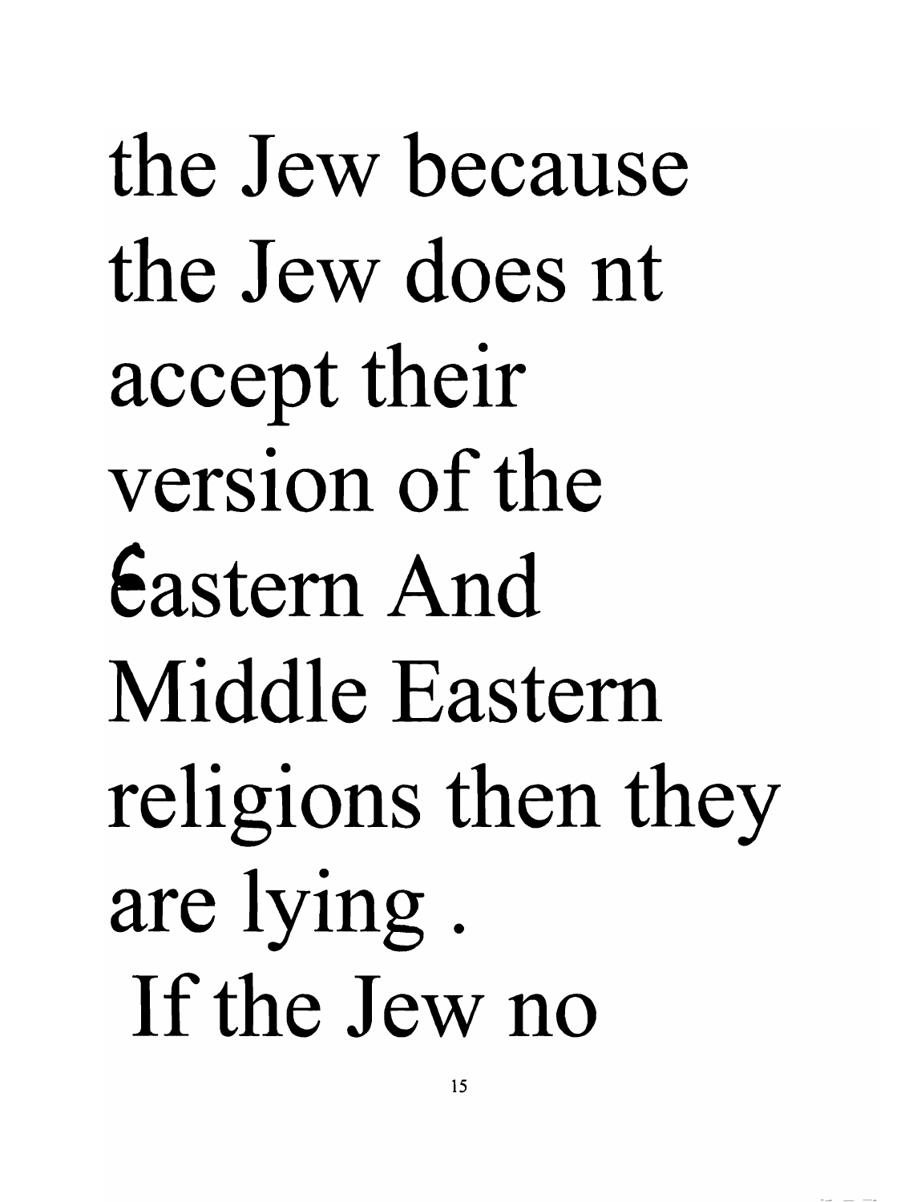the Jew because the Jew does nt accept their version of the Eastern And Middle Eastern religions then they are lying .

If the Jew no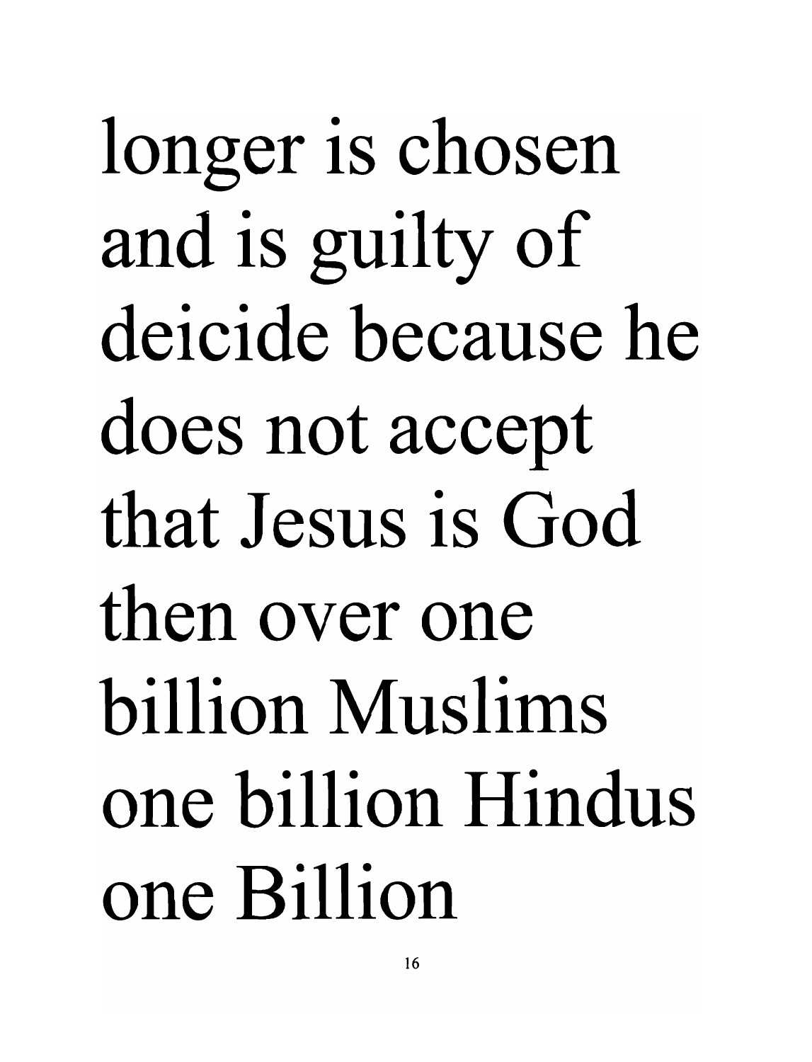longer is chosen and is guilty of deicide because he does not accept that Jesus is God then over one billion Muslims one billion Hindus one Billion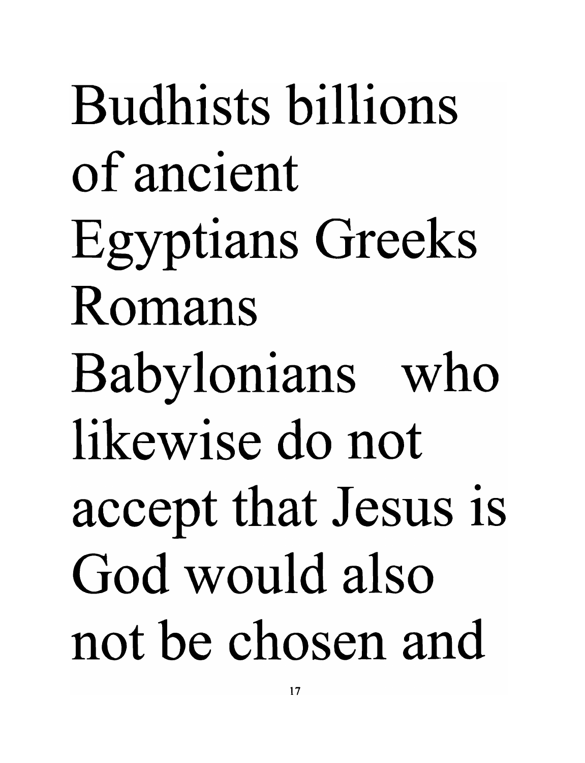Budhists billions of ancient Egyptians Greeks Romans Babylonians who likewise do not accept that Jesus is God would also not be chosen and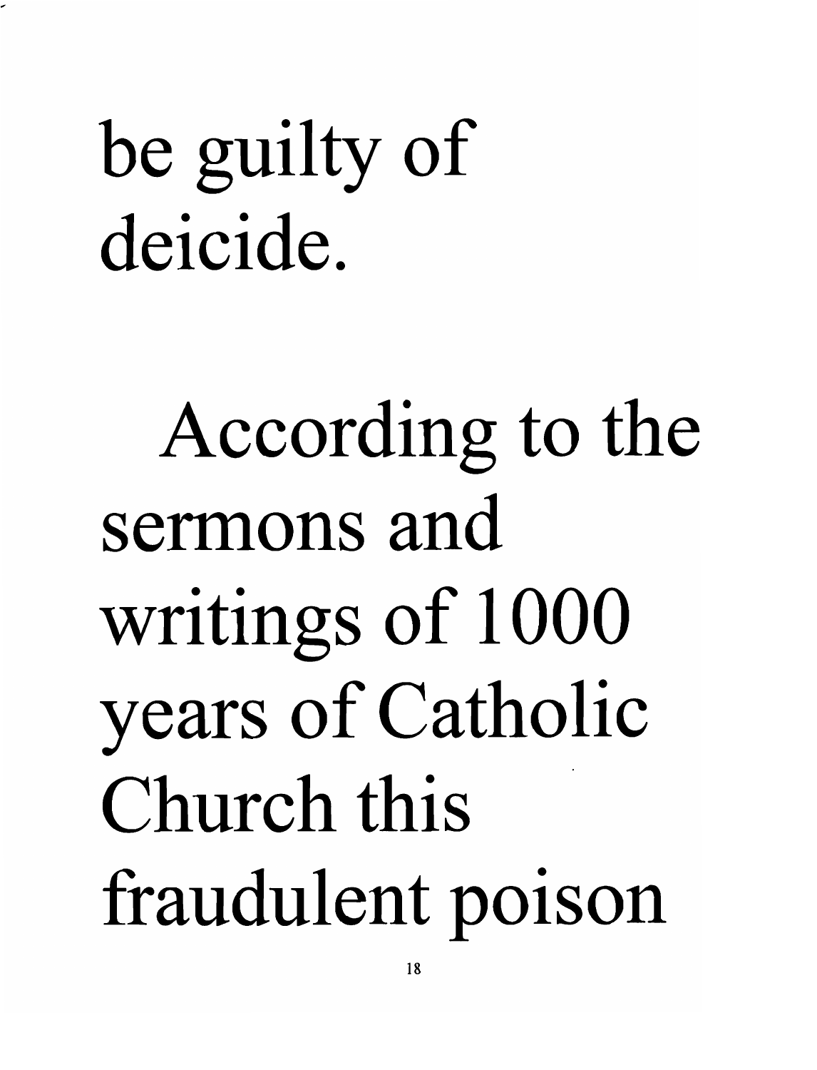be guilty of deicide.

According to the sermons and writings of 1000 years of Catholic Church this fraudulent poison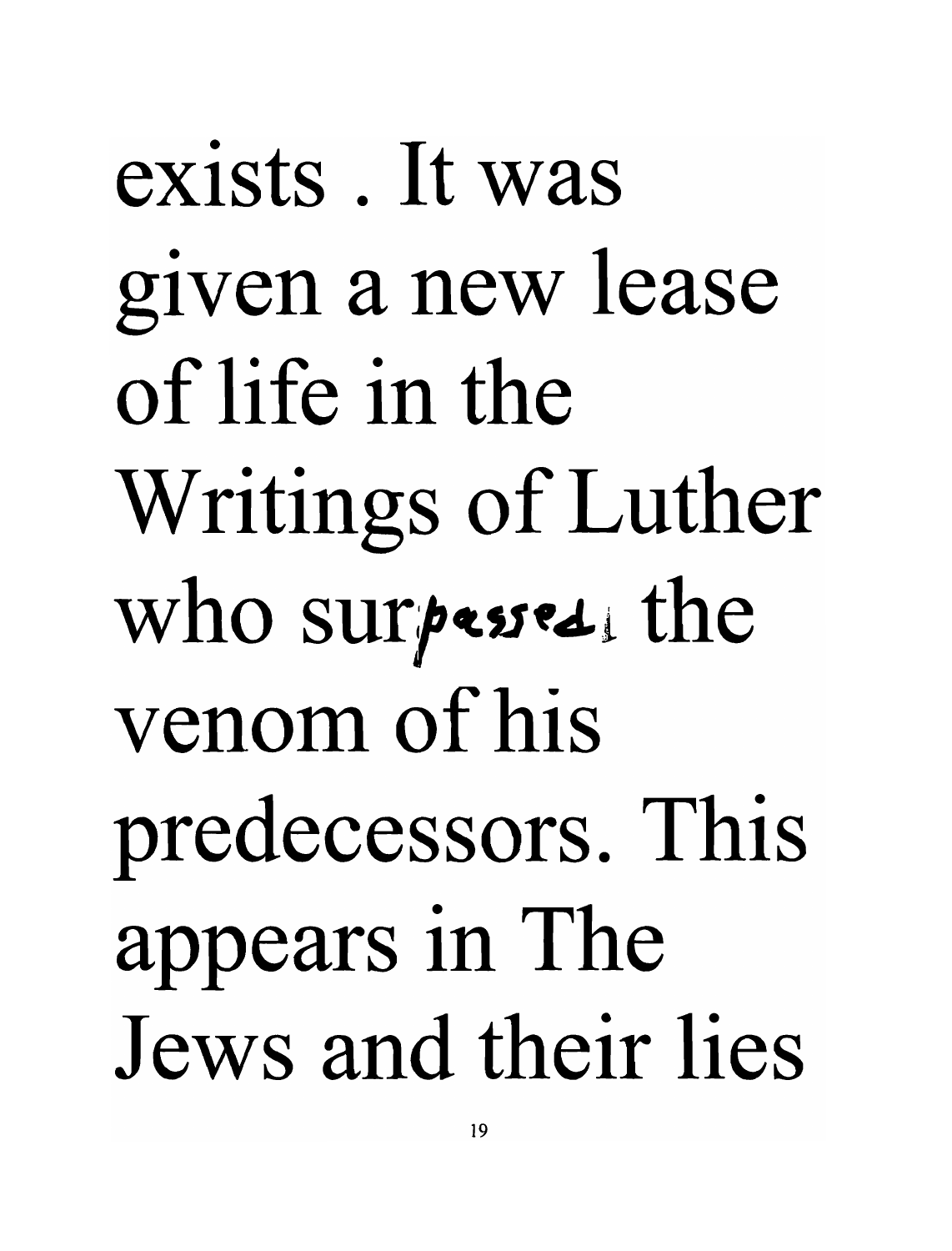exists . It was given a new lease of life in the Writings of Luther who surpassed the venom of his predecessors. This appears in The Jews and their lies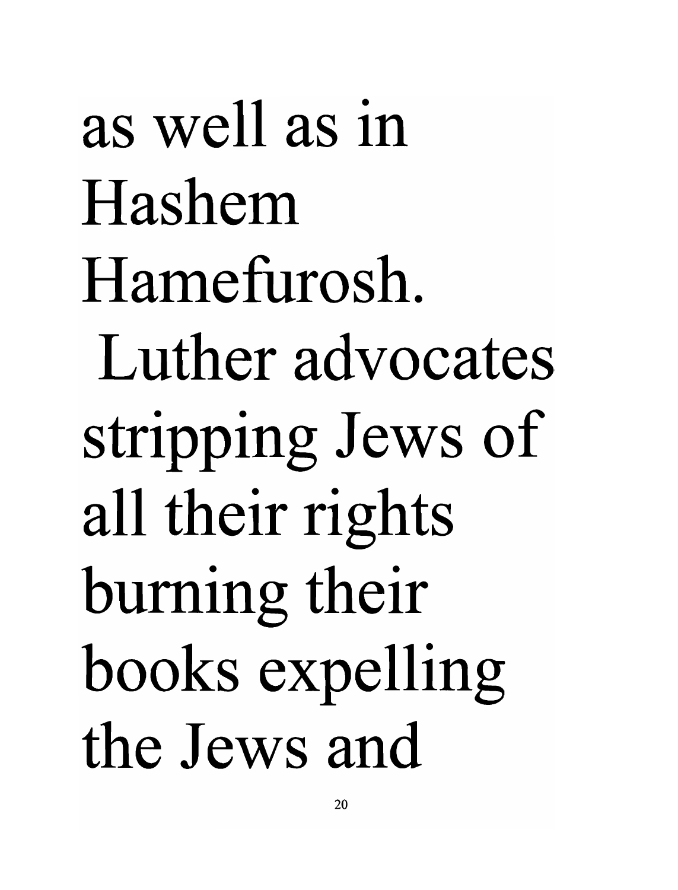as well as in Hashem Hamefurosh. Luther advocates stripping Jews of all their rights burning their books expelling the Jews and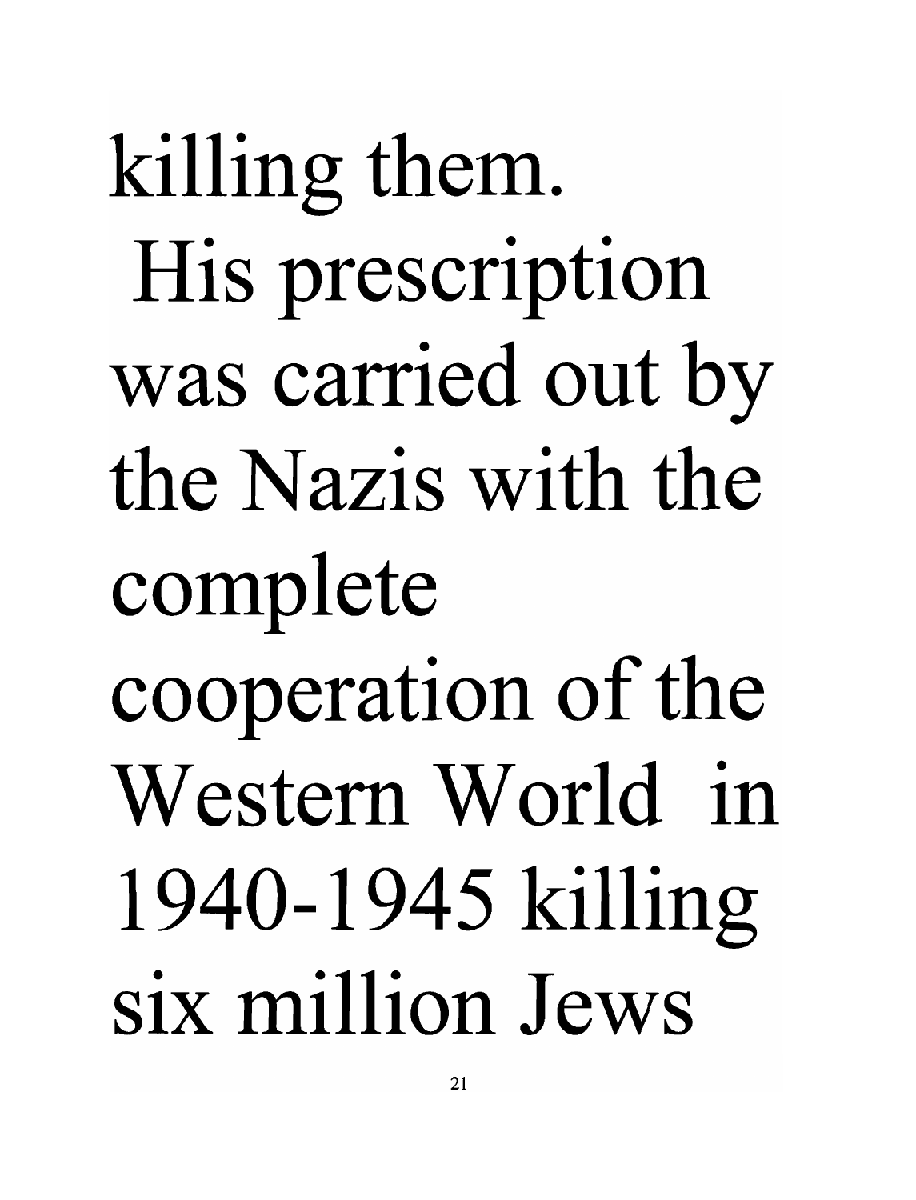killing them. His prescription was carried out by the Nazis with the complete cooperation of the Western World in 1940-1945 killing six million Jews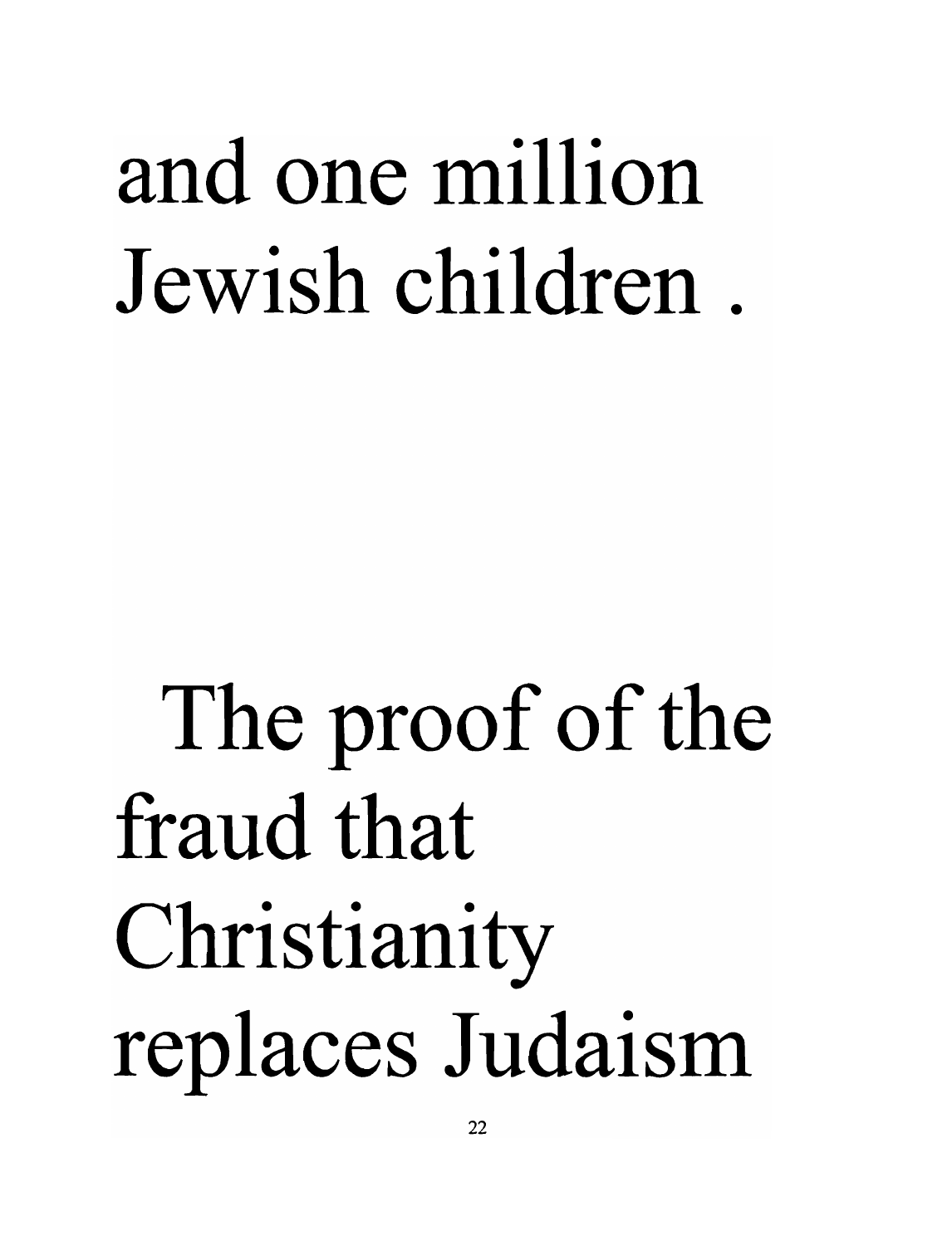and one million Jewish children .

The proof of the fraud that Christianity replaces Judaism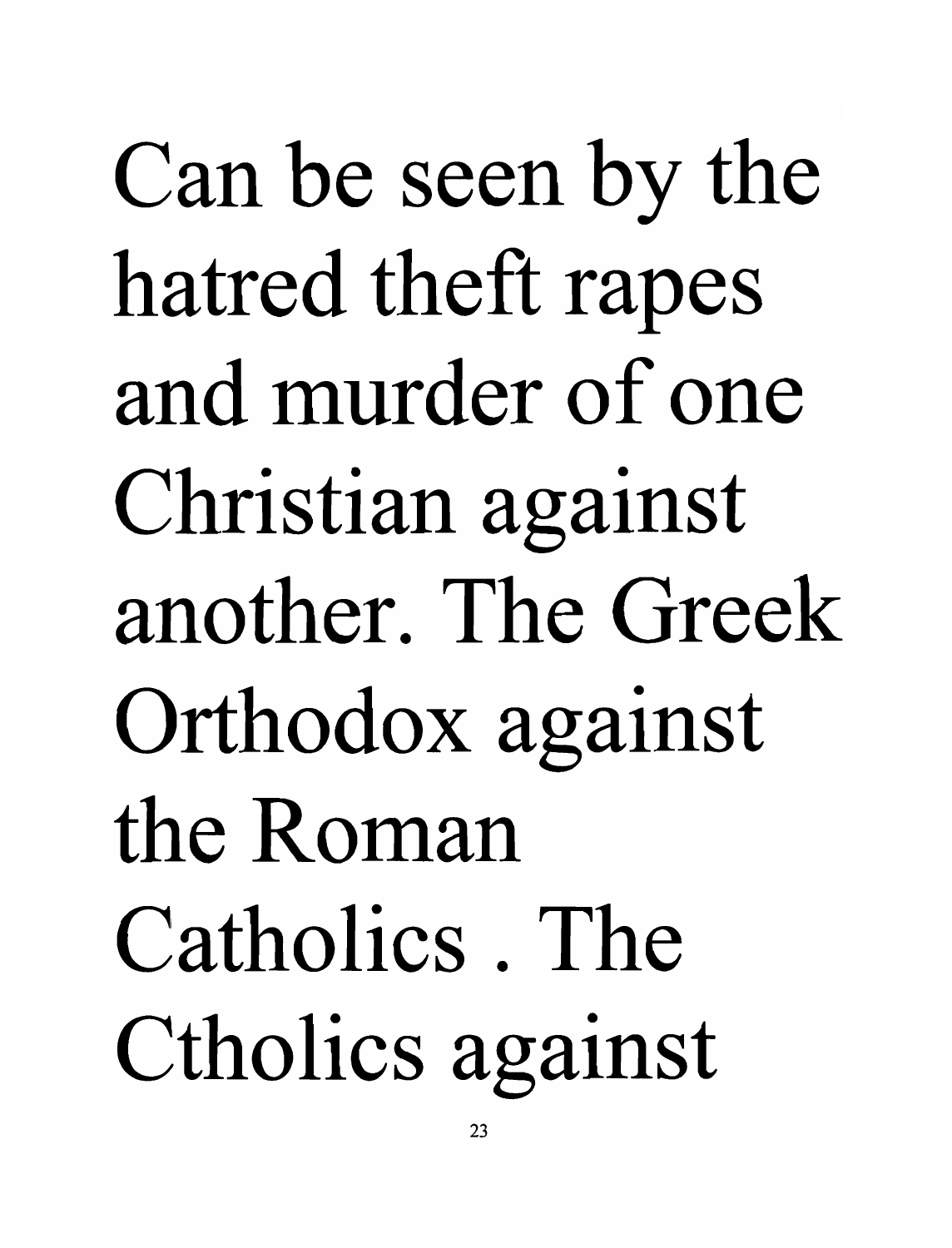Can be seen by the hatred theft rapes and murder of one Christian against another. The Greek Orthodox against the Roman Catholics . The Ctholics against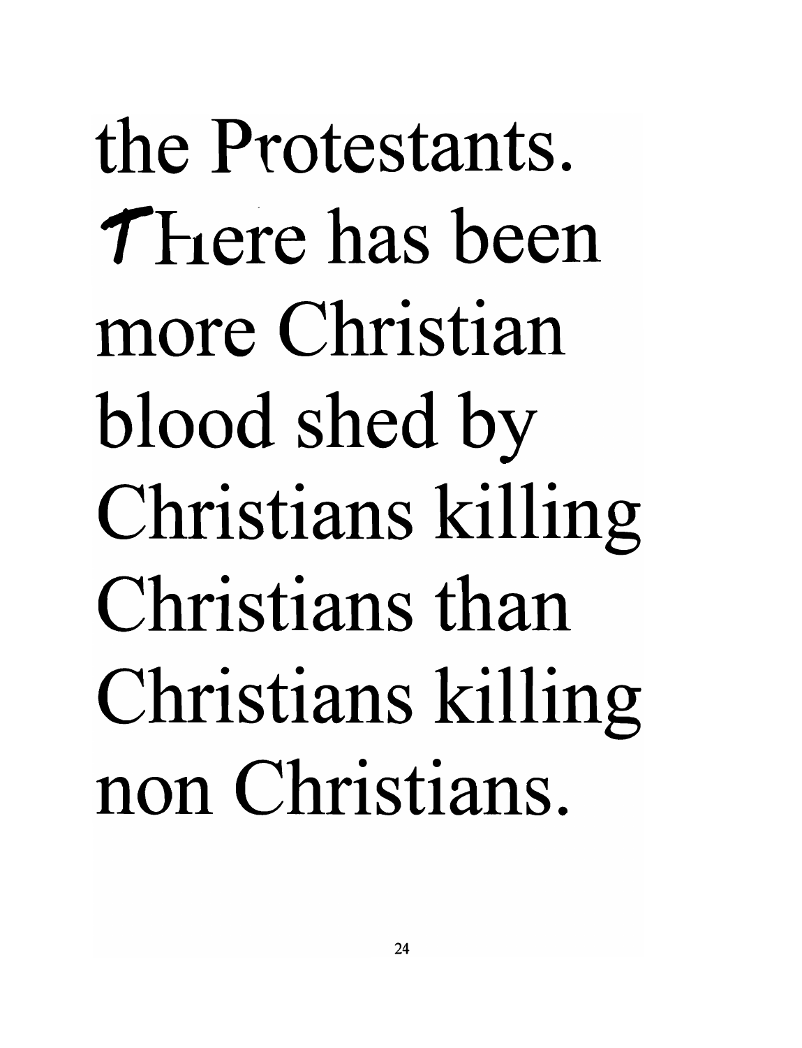the Protestants. There has been more Christian blood shed by Christians killing Christians than Christians killing non Christians.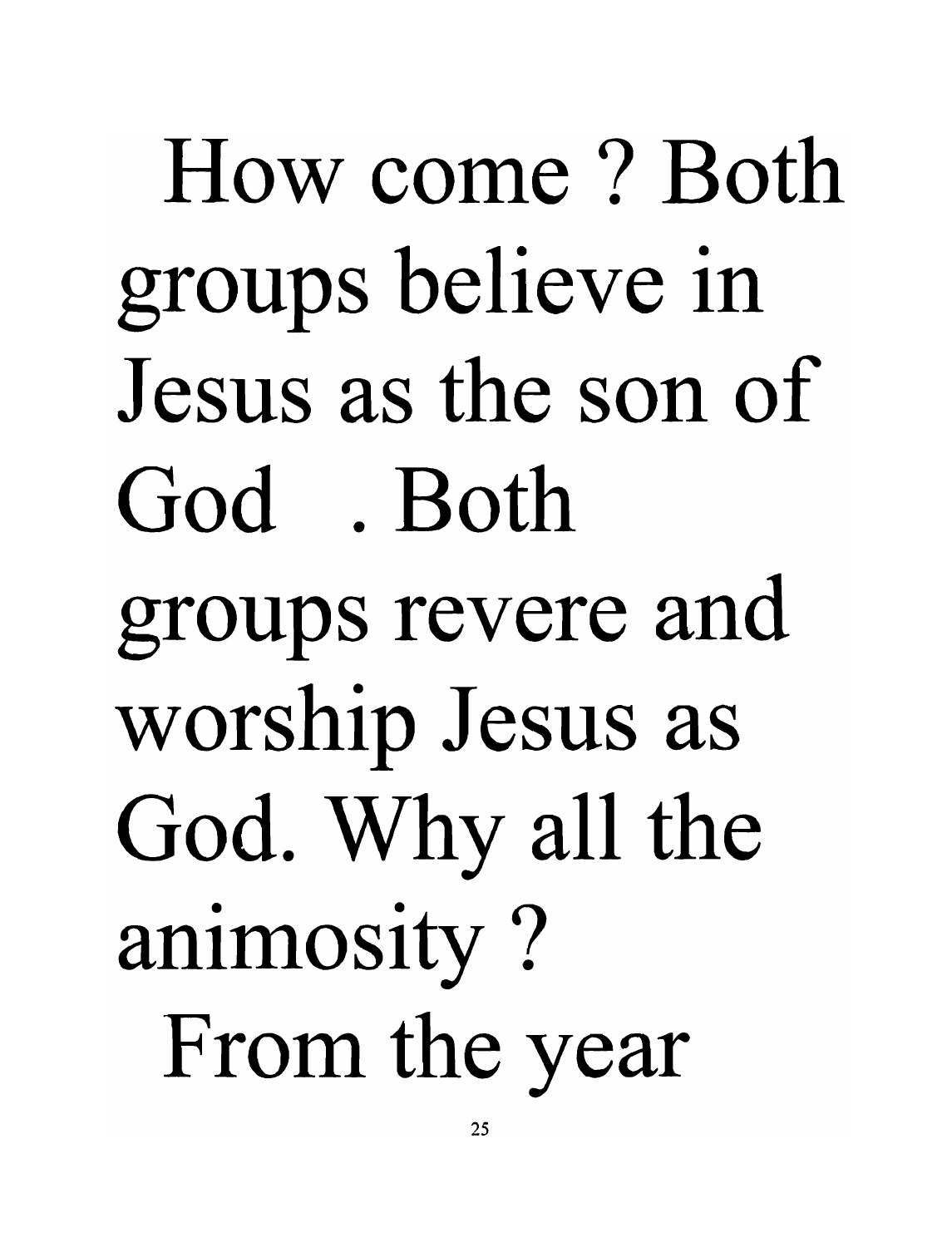How come ? Both groups believe in Jesus as the son of God . Both groups revere and worship Jesus as God. Why all the animosity ? From the year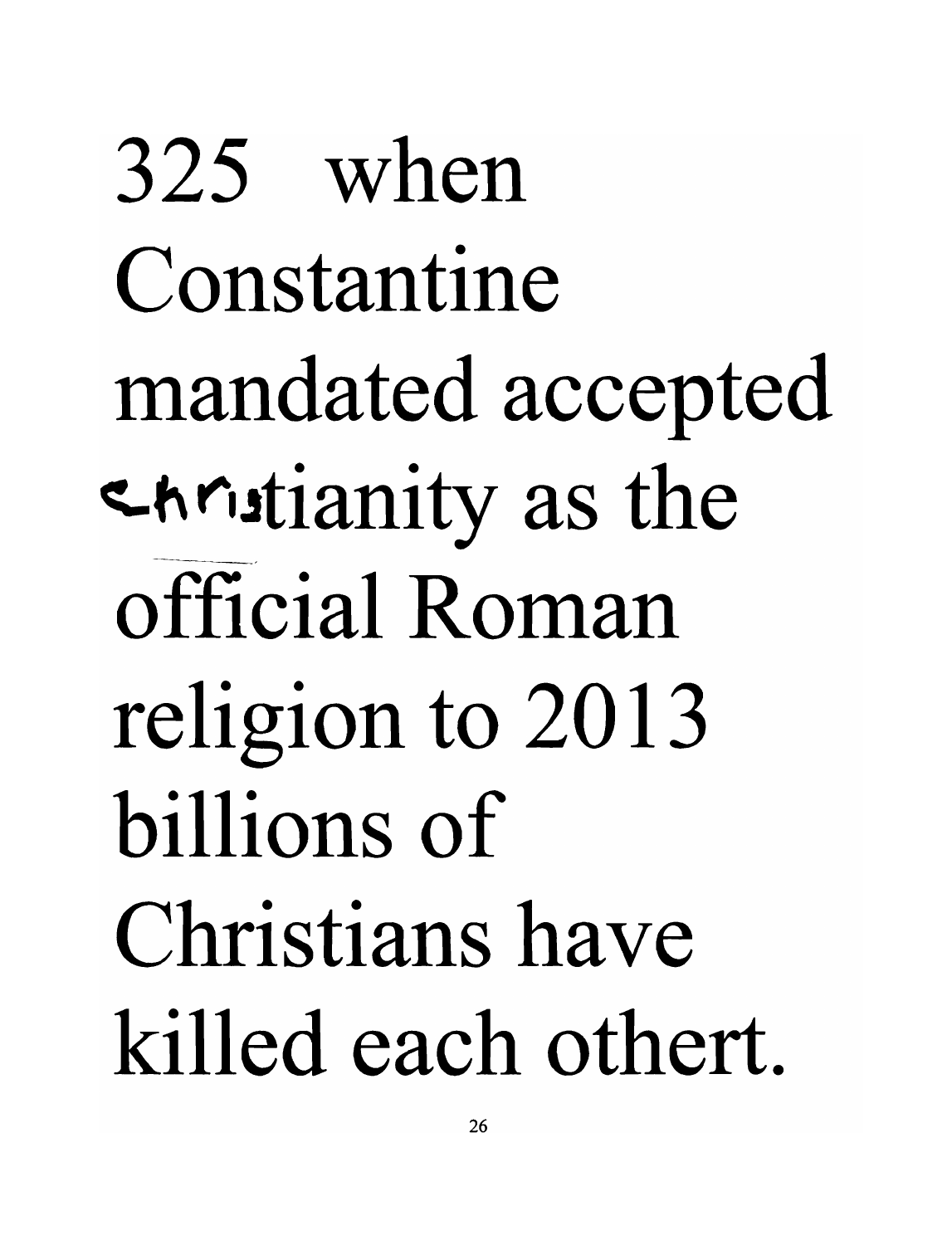325 when Constantine mandated accepted christianity as the official Roman religion to 2013 billions of Christians have killed each othert.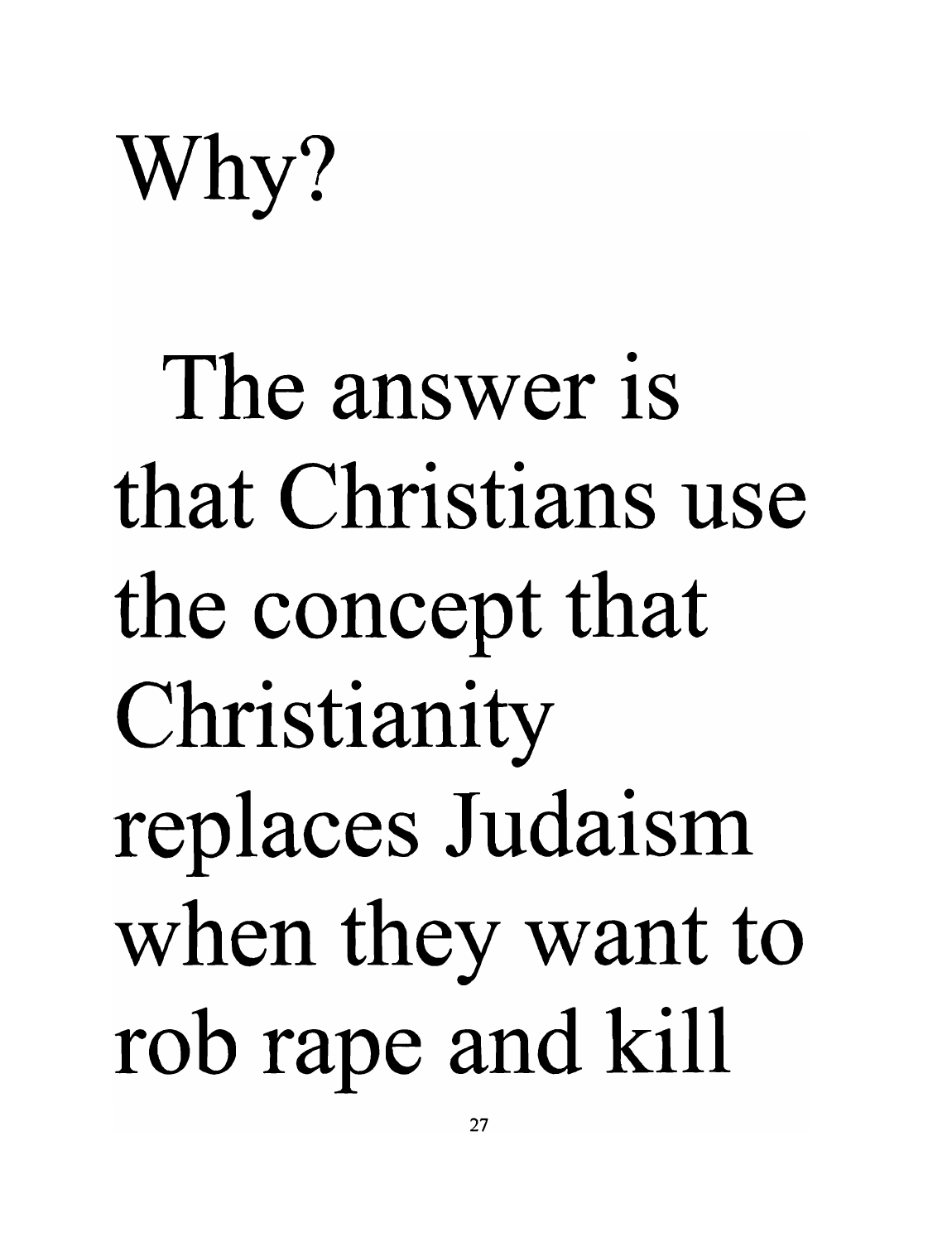Why?

The answer is that Christians use the concept that Christianity replaces Judaism when they want to rob rape and kill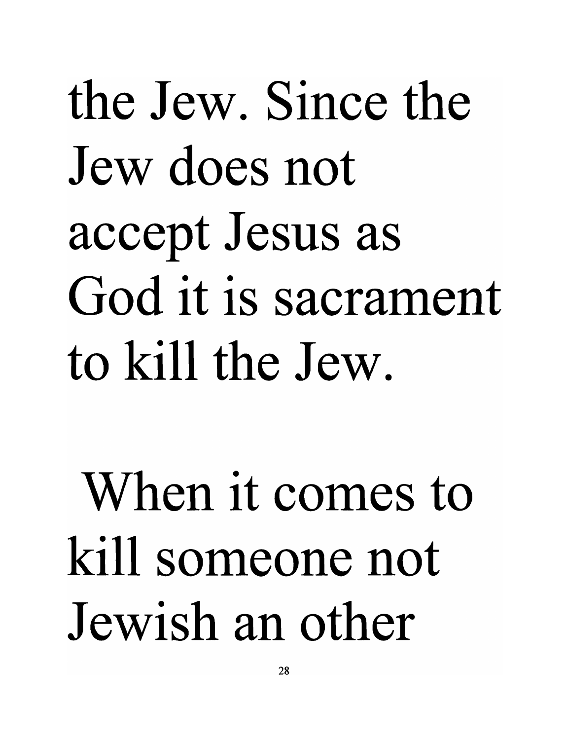the Jew. Since the Jew does not accept Jesus as God it is sacrament to kill the Jew.

When it comes to kill someone not Jewish an other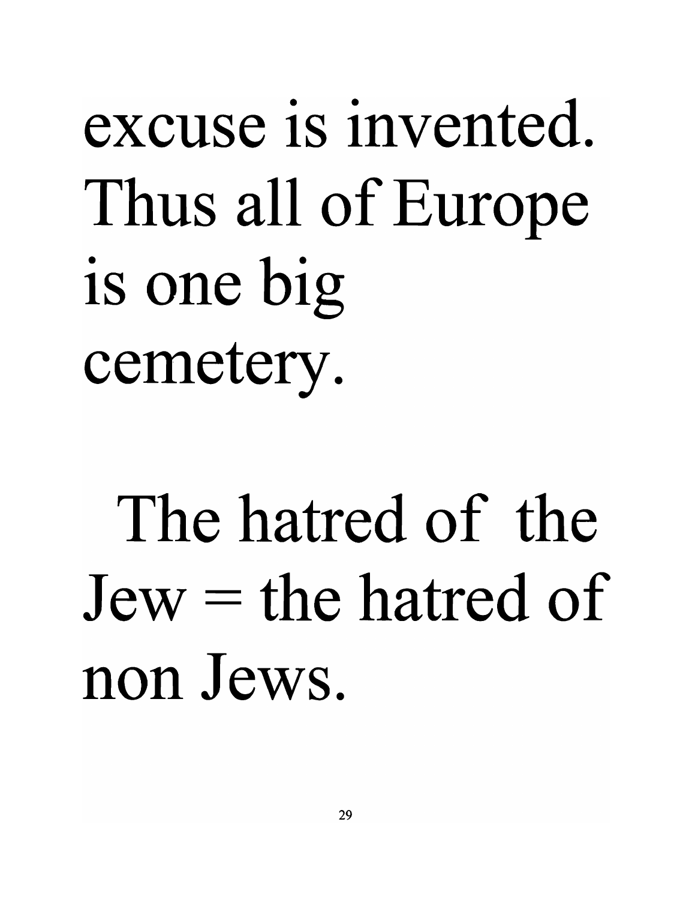excuse is invented. Thus all of Europe is one big cemetery.

The hatred of the Jew = the hatred of non Jews.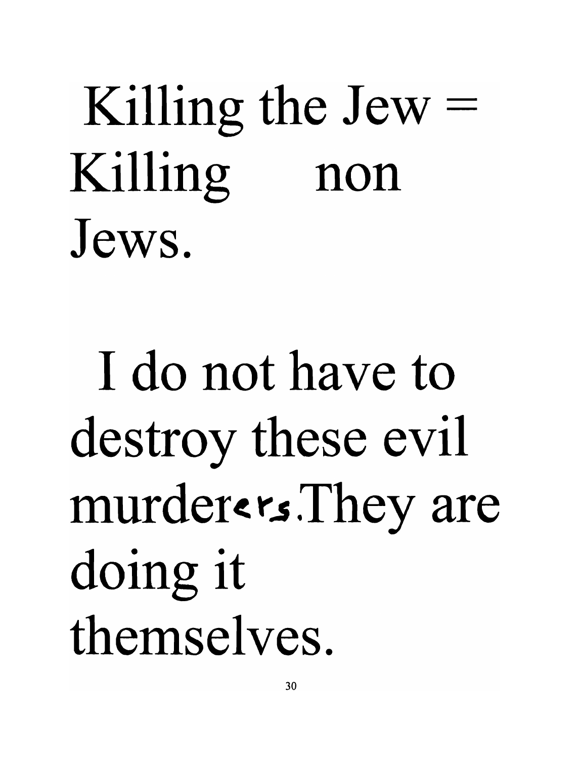Killing the Jew = Killing non Jews.

I do not have to destroy these evil murderers. They are doing it themselves.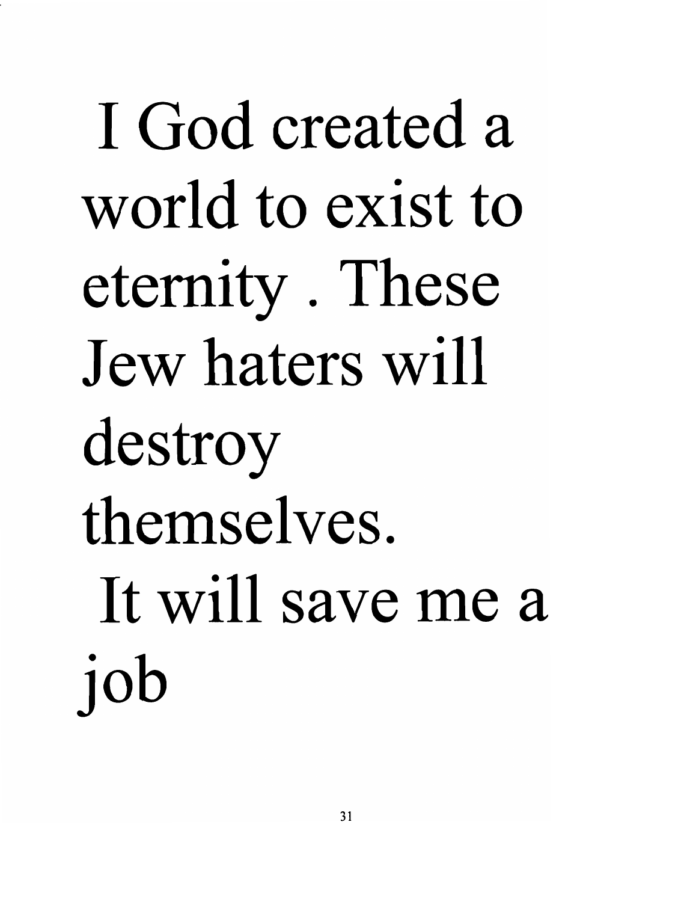I God created a world to exist to eternity . These Jew haters will destroy themselves.

It will save me a job